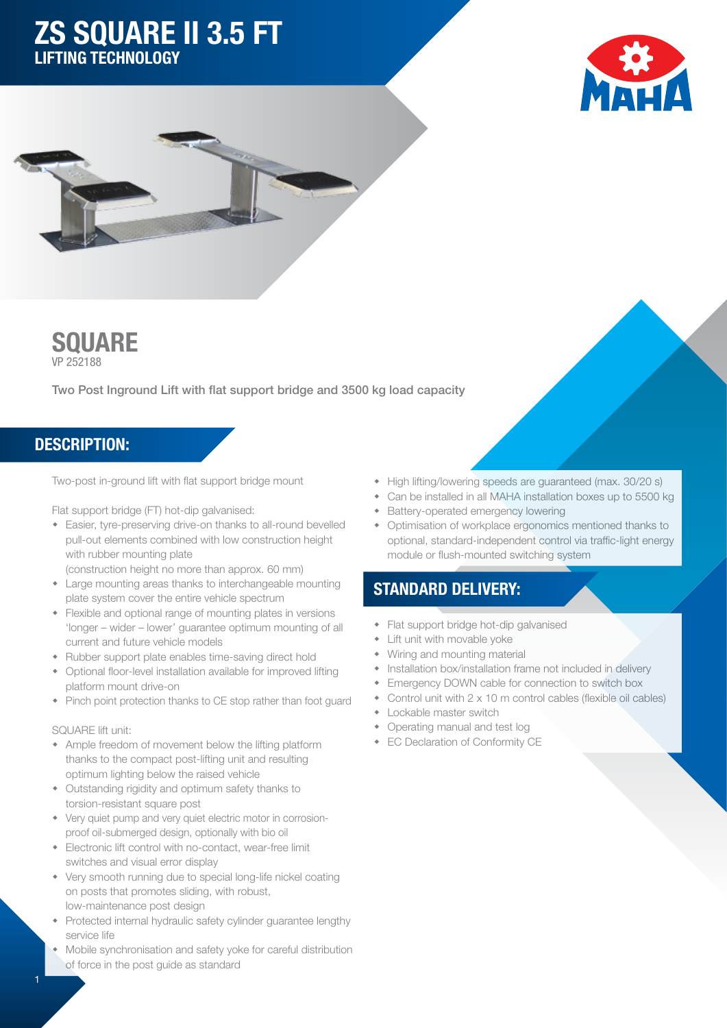# ZS SQUARE II 3.5 FT

## LIFTING TECHNOLOGY

## SQUARE

VP 252188

**Two Post Inground Lift with flat support bridge and 3500 kg load capacity**

## DESCRIPTION:

Two-post in-ground lift with flat support bridge mount

Flat support bridge (FT) hot-dip galvanised:

- Easier, tyre-preserving drive-on thanks to all-round bevelled pull-out elements combined with low construction height with rubber mounting plate
  (construction height no more than approx. 60 mm)
- Large mounting areas thanks to interchangeable mounting plate system cover the entire vehicle spectrum
- Flexible and optional range of mounting plates in versions 'longer – wider – lower' guarantee optimum mounting of all current and future vehicle models
- Rubber support plate enables time-saving direct hold
- Optional floor-level installation available for improved lifting platform mount drive-on
- Pinch point protection thanks to CE stop rather than foot guard

SQUARE lift unit:

- Ample freedom of movement below the lifting platform thanks to the compact post-lifting unit and resulting optimum lighting below the raised vehicle
- Outstanding rigidity and optimum safety thanks to torsion-resistant square post
- Very quiet pump and very quiet electric motor in corrosion-proof oil-submerged design, optionally with bio oil
- Electronic lift control with no-contact, wear-free limit switches and visual error display
- Very smooth running due to special long-life nickel coating on posts that promotes sliding, with robust, low-maintenance post design
- Protected internal hydraulic safety cylinder guarantee lengthy service life
- Mobile synchronisation and safety yoke for careful distribution of force in the post guide as standard
- High lifting/lowering speeds are guaranteed (max. 30/20 s)
- Can be installed in all MAHA installation boxes up to 5500 kg
- Battery-operated emergency lowering
- Optimisation of workplace ergonomics mentioned thanks to optional, standard-independent control via traffic-light energy module or flush-mounted switching system

## STANDARD DELIVERY:

- Flat support bridge hot-dip galvanised
- Lift unit with movable yoke
- Wiring and mounting material
- Installation box/installation frame not included in delivery
- Emergency DOWN cable for connection to switch box
- Control unit with 2 x 10 m control cables (flexible oil cables)
- Lockable master switch
- Operating manual and test log
- EC Declaration of Conformity CE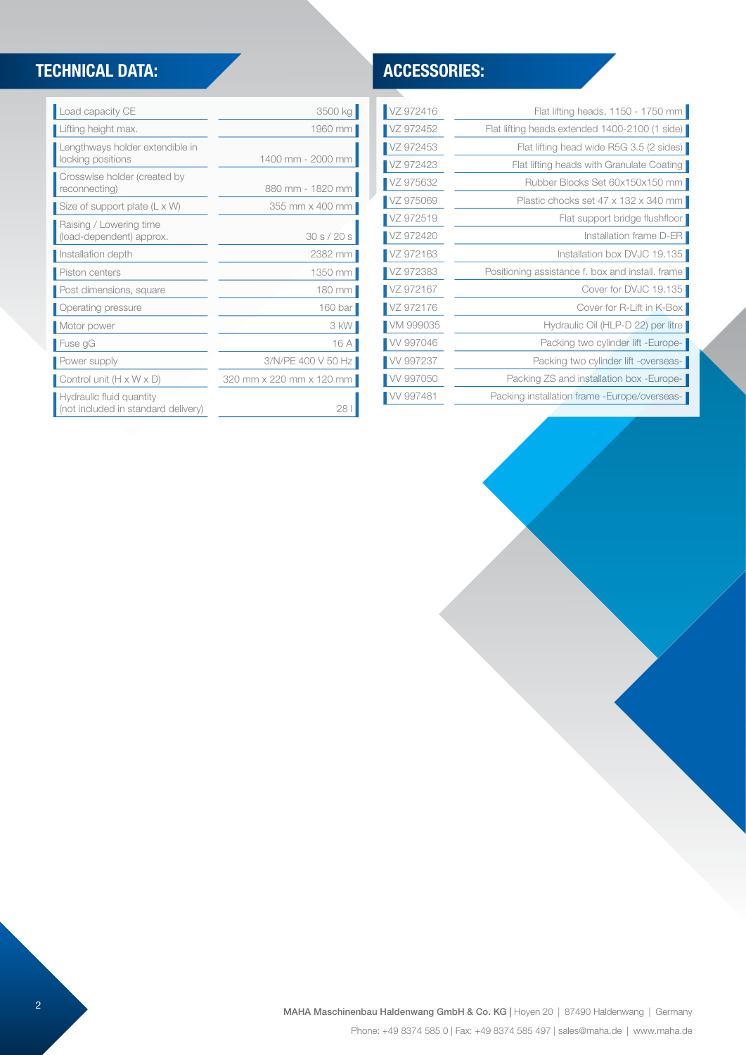## TECHNICAL DATA:

| | |
|---|---|
| Load capacity CE | 3500 kg |
| Lifting height max. | 1960 mm |
| Lengthways holder extendible in locking positions | 1400 mm - 2000 mm |
| Crosswise holder (created by reconnecting) | 880 mm - 1820 mm |
| Size of support plate (L x W) | 355 mm x 400 mm |
| Raising / Lowering time (load-dependent) approx. | 30 s / 20 s |
| Installation depth | 2382 mm |
| Piston centers | 1350 mm |
| Post dimensions, square | 180 mm |
| Operating pressure | 160 bar |
| Motor power | 3 kW |
| Fuse gG | 16 A |
| Power supply | 3/N/PE 400 V 50 Hz |
| Control unit (H x W x D) | 320 mm x 220 mm x 120 mm |
| Hydraulic fluid quantity (not included in standard delivery) | 28 l |

## ACCESSORIES:

| | |
|---|---|
| VZ 972416 | Flat lifting heads, 1150 - 1750 mm |
| VZ 972452 | Flat lifting heads extended 1400-2100 (1 side) |
| VZ 972453 | Flat lifting head wide R5G 3.5 (2 sides) |
| VZ 972423 | Flat lifting heads with Granulate Coating |
| VZ 975632 | Rubber Blocks Set 60x150x150 mm |
| VZ 975069 | Plastic chocks set 47 x 132 x 340 mm |
| VZ 972519 | Flat support bridge flushfloor |
| VZ 972420 | Installation frame D-ER |
| VZ 972163 | Installation box DVJC 19.135 |
| VZ 972383 | Positioning assistance f. box and install. frame |
| VZ 972167 | Cover for DVJC 19.135 |
| VZ 972176 | Cover for R-Lift in K-Box |
| VM 999035 | Hydraulic Oil (HLP-D 22) per litre |
| VV 997046 | Packing two cylinder lift -Europe- |
| VV 997237 | Packing two cylinder lift -overseas- |
| VV 997050 | Packing ZS and installation box -Europe- |
| VV 997481 | Packing installation frame -Europe/overseas- |

**MAHA Maschinenbau Haldenwang GmbH & Co. KG** | Hoyen 20 | 87490 Haldenwang | Germany
Phone: +49 8374 585 0 | Fax: +49 8374 585 497 | sales@maha.de | www.maha.de